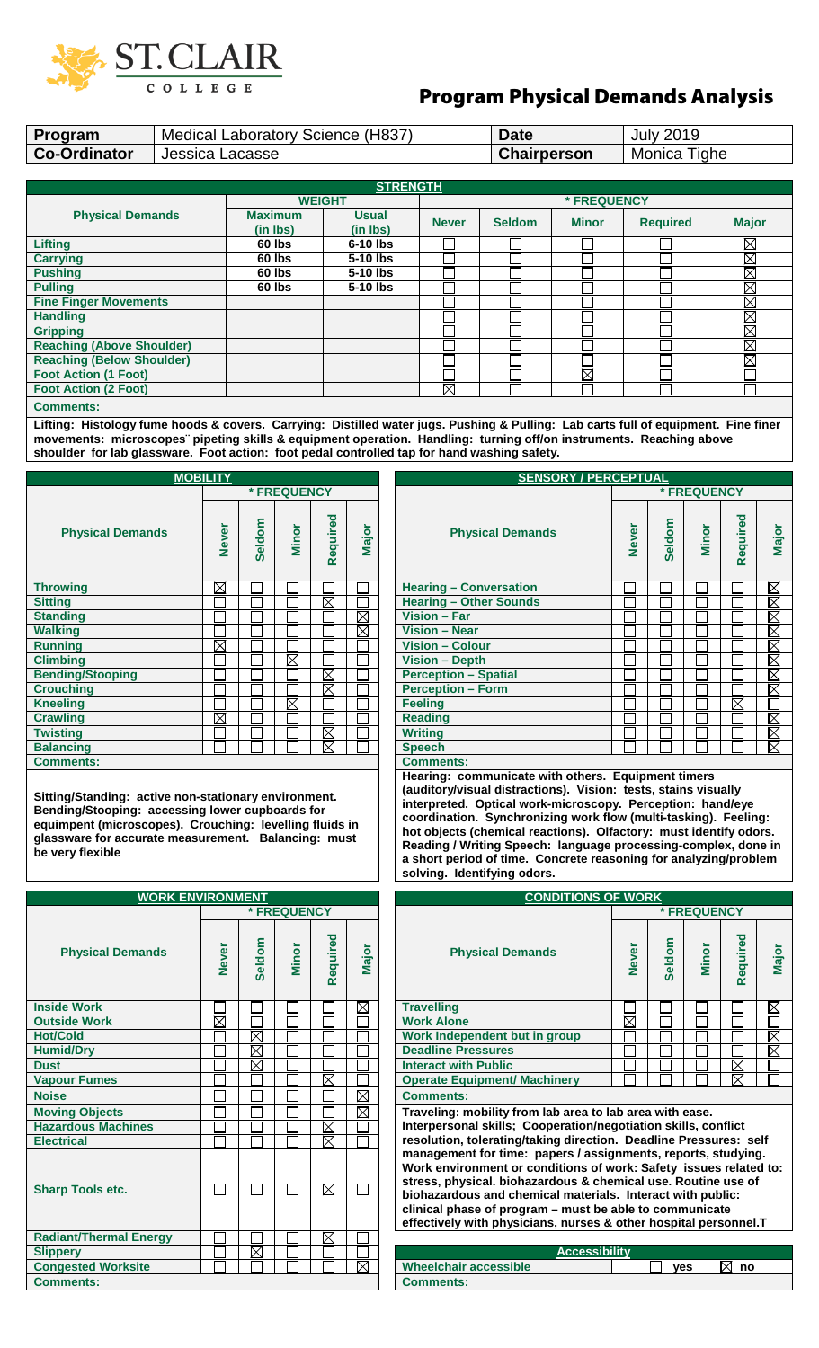# Program Physical Demands Analysis

| Program | Medical Laboratory Science (H837) | Date | July 2019 |
|---|---|---|---|
| Co-Ordinator | Jessica Lacasse | Chairperson | Monica Tighe |

## STRENGTH

| Physical Demands | WEIGHT | | * FREQUENCY | | | | |
|---|---|---|---|---|---|---|---|
| | Maximum (in lbs) | Usual (in lbs) | Never | Seldom | Minor | Required | Major |
| Lifting | 60 lbs | 6-10 lbs | ☐ | ☐ | ☐ | ☐ | ☒ |
| Carrying | 60 lbs | 5-10 lbs | ☐ | ☐ | ☐ | ☐ | ☒ |
| Pushing | 60 lbs | 5-10 lbs | ☐ | ☐ | ☐ | ☐ | ☒ |
| Pulling | 60 lbs | 5-10 lbs | ☐ | ☐ | ☐ | ☐ | ☒ |
| Fine Finger Movements | | | ☐ | ☐ | ☐ | ☐ | ☒ |
| Handling | | | ☐ | ☐ | ☐ | ☐ | ☒ |
| Gripping | | | ☐ | ☐ | ☐ | ☐ | ☒ |
| Reaching (Above Shoulder) | | | ☐ | ☐ | ☐ | ☐ | ☒ |
| Reaching (Below Shoulder) | | | ☐ | ☐ | ☐ | ☐ | ☒ |
| Foot Action (1 Foot) | | | ☐ | ☐ | ☒ | ☐ | ☐ |
| Foot Action (2 Foot) | | | ☒ | ☐ | ☐ | ☐ | ☐ |

**Comments:**

**Lifting: Histology fume hoods & covers. Carrying: Distilled water jugs. Pushing & Pulling: Lab carts full of equipment. Fine finer movements: microscopes¨ pipeting skills & equipment operation. Handling: turning off/on instruments. Reaching above shoulder for lab glassware. Foot action: foot pedal controlled tap for hand washing safety.**

## MOBILITY

| Physical Demands | Never | Seldom | Minor | Required | Major |
|---|---|---|---|---|---|
| Throwing | ☒ | ☐ | ☐ | ☐ | ☐ |
| Sitting | ☐ | ☐ | ☐ | ☒ | ☐ |
| Standing | ☐ | ☐ | ☐ | ☐ | ☒ |
| Walking | ☐ | ☐ | ☐ | ☐ | ☒ |
| Running | ☒ | ☐ | ☐ | ☐ | ☐ |
| Climbing | ☐ | ☐ | ☒ | ☐ | ☐ |
| Bending/Stooping | ☐ | ☐ | ☐ | ☒ | ☐ |
| Crouching | ☐ | ☐ | ☐ | ☒ | ☐ |
| Kneeling | ☐ | ☐ | ☒ | ☐ | ☐ |
| Crawling | ☒ | ☐ | ☐ | ☐ | ☐ |
| Twisting | ☐ | ☐ | ☐ | ☒ | ☐ |
| Balancing | ☐ | ☐ | ☐ | ☒ | ☐ |

**Comments:**

**Sitting/Standing: active non-stationary environment. Bending/Stooping: accessing lower cupboards for equipment (microscopes). Crouching: levelling fluids in glassware for accurate measurement. Balancing: must be very flexible**

## SENSORY / PERCEPTUAL

| Physical Demands | Never | Seldom | Minor | Required | Major |
|---|---|---|---|---|---|
| Hearing – Conversation | ☐ | ☐ | ☐ | ☐ | ☒ |
| Hearing – Other Sounds | ☐ | ☐ | ☐ | ☐ | ☒ |
| Vision – Far | ☐ | ☐ | ☐ | ☐ | ☒ |
| Vision – Near | ☐ | ☐ | ☐ | ☐ | ☒ |
| Vision – Colour | ☐ | ☐ | ☐ | ☐ | ☒ |
| Vision – Depth | ☐ | ☐ | ☐ | ☐ | ☒ |
| Perception – Spatial | ☐ | ☐ | ☐ | ☐ | ☒ |
| Perception – Form | ☐ | ☐ | ☐ | ☐ | ☒ |
| Feeling | ☐ | ☐ | ☐ | ☒ | ☐ |
| Reading | ☐ | ☐ | ☐ | ☐ | ☒ |
| Writing | ☐ | ☐ | ☐ | ☐ | ☒ |
| Speech | ☐ | ☐ | ☐ | ☐ | ☒ |

**Comments:**

**Hearing: communicate with others. Equipment timers (auditory/visual distractions). Vision: tests, stains visually interpreted. Optical work-microscopy. Perception: hand/eye coordination. Synchronizing work flow (multi-tasking). Feeling: hot objects (chemical reactions). Olfactory: must identify odors. Reading / Writing Speech: language processing-complex, done in a short period of time. Concrete reasoning for analyzing/problem solving. Identifying odors.**

## WORK ENVIRONMENT

| Physical Demands | Never | Seldom | Minor | Required | Major |
|---|---|---|---|---|---|
| Inside Work | ☐ | ☐ | ☐ | ☐ | ☒ |
| Outside Work | ☒ | ☐ | ☐ | ☐ | ☐ |
| Hot/Cold | ☐ | ☒ | ☐ | ☐ | ☐ |
| Humid/Dry | ☐ | ☒ | ☐ | ☐ | ☐ |
| Dust | ☐ | ☒ | ☐ | ☐ | ☐ |
| Vapour Fumes | ☐ | ☐ | ☐ | ☒ | ☐ |
| Noise | ☐ | ☐ | ☐ | ☐ | ☒ |
| Moving Objects | ☐ | ☐ | ☐ | ☐ | ☒ |
| Hazardous Machines | ☐ | ☐ | ☐ | ☒ | ☐ |
| Electrical | ☐ | ☐ | ☐ | ☒ | ☐ |
| Sharp Tools etc. | ☐ | ☐ | ☐ | ☒ | ☐ |
| Radiant/Thermal Energy | ☐ | ☐ | ☐ | ☒ | ☐ |
| Slippery | ☐ | ☒ | ☐ | ☐ | ☐ |
| Congested Worksite | ☐ | ☐ | ☐ | ☐ | ☒ |

**Comments:**

## CONDITIONS OF WORK

| Physical Demands | Never | Seldom | Minor | Required | Major |
|---|---|---|---|---|---|
| Travelling | ☐ | ☐ | ☐ | ☐ | ☒ |
| Work Alone | ☒ | ☐ | ☐ | ☐ | ☐ |
| Work Independent but in group | ☐ | ☐ | ☐ | ☐ | ☒ |
| Deadline Pressures | ☐ | ☐ | ☐ | ☐ | ☒ |
| Interact with Public | ☐ | ☐ | ☐ | ☒ | ☐ |
| Operate Equipment/ Machinery | ☐ | ☐ | ☐ | ☒ | ☐ |

**Comments:**

**Traveling: mobility from lab area to lab area with ease. Interpersonal skills; Cooperation/negotiation skills, conflict resolution, tolerating/taking direction. Deadline Pressures: self management for time: papers / assignments, reports, studying. Work environment or conditions of work: Safety issues related to: stress, physical. biohazardous & chemical use. Routine use of biohazardous and chemical materials. Interact with public: clinical phase of program – must be able to communicate effectively with physicians, nurses & other hospital personnel.T**

## Accessibility

| Wheelchair accessible | ☐ yes | ☒ no |
|---|---|---|

**Comments:**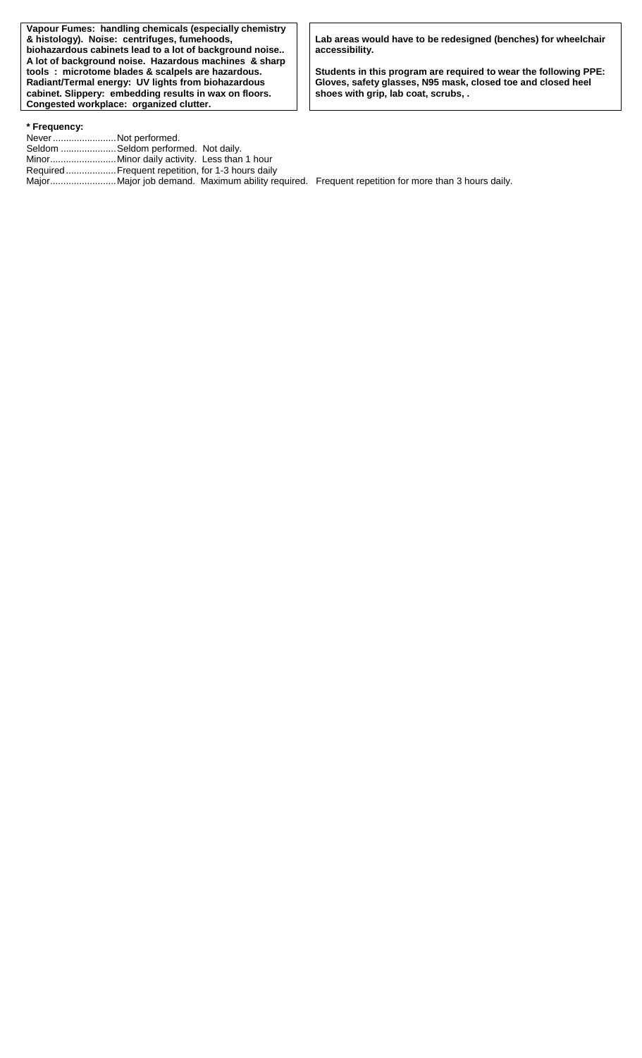**Vapour Fumes: handling chemicals (especially chemistry & histology). Noise: centrifuges, fumehoods, biohazardous cabinets lead to a lot of background noise.. A lot of background noise. Hazardous machines & sharp tools : microtome blades & scalpels are hazardous. Radiant/Termal energy: UV lights from biohazardous cabinet. Slippery: embedding results in wax on floors. Congested workplace: organized clutter.**

**Lab areas would have to be redesigned (benches) for wheelchair accessibility.**

**Students in this program are required to wear the following PPE: Gloves, safety glasses, N95 mask, closed toe and closed heel shoes with grip, lab coat, scrubs, .**

**\* Frequency:**

Never........................Not performed.
Seldom .....................Seldom performed. Not daily.
Minor.........................Minor daily activity. Less than 1 hour
Required...................Frequent repetition, for 1-3 hours daily
Major.........................Major job demand. Maximum ability required. Frequent repetition for more than 3 hours daily.